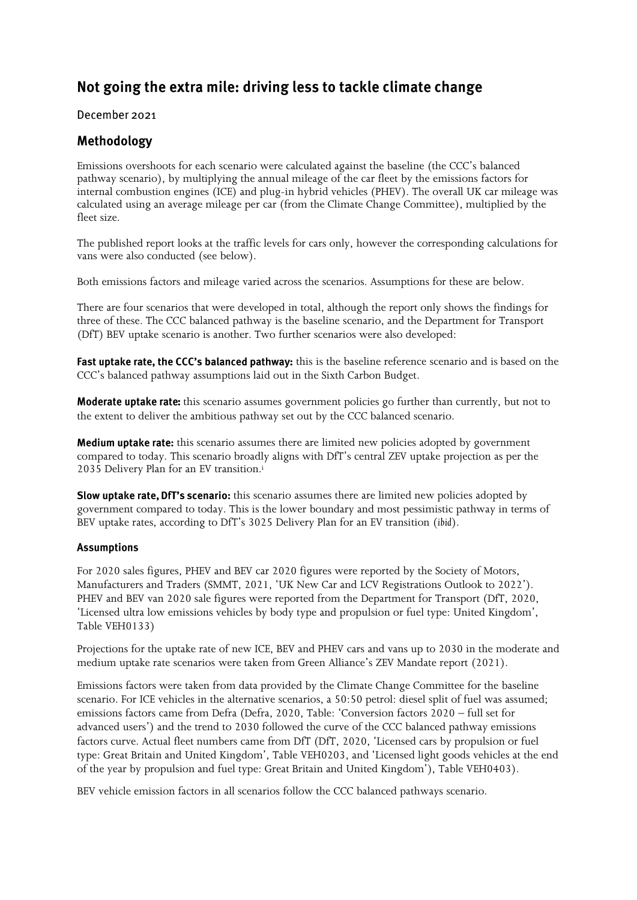# Not going the extra mile: driving less to tackle climate change

December 2021

## Methodology

Emissions overshoots for each scenario were calculated against the baseline (the CCC's balanced pathway scenario), by multiplying the annual mileage of the car fleet by the emissions factors for internal combustion engines (ICE) and plug-in hybrid vehicles (PHEV). The overall UK car mileage was calculated using an average mileage per car (from the Climate Change Committee), multiplied by the fleet size.

The published report looks at the traffic levels for cars only, however the corresponding calculations for vans were also conducted (see below).

Both emissions factors and mileage varied across the scenarios. Assumptions for these are below.

There are four scenarios that were developed in total, although the report only shows the findings for three of these. The CCC balanced pathway is the baseline scenario, and the Department for Transport (DfT) BEV uptake scenario is another. Two further scenarios were also developed:

**Fast uptake rate, the CCC's balanced pathway:** this is the baseline reference scenario and is based on the CCC's balanced pathway assumptions laid out in the Sixth Carbon Budget.

**Moderate uptake rate:** this scenario assumes government policies go further than currently, but not to the extent to deliver the ambitious pathway set out by the CCC balanced scenario.

**Medium uptake rate:** this scenario assumes there are limited new policies adopted by government compared to today. This scenario broadly aligns with DfT's central ZEV uptake projection as per the 2035 Delivery Plan for an EV transition.[i]

**Slow uptake rate, DfT's scenario:** this scenario assumes there are limited new policies adopted by government compared to today. This is the lower boundary and most pessimistic pathway in terms of BEV uptake rates, according to DfT's 3025 Delivery Plan for an EV transition (*ibid*).

### Assumptions

For 2020 sales figures, PHEV and BEV car 2020 figures were reported by the Society of Motors, Manufacturers and Traders (SMMT, 2021, 'UK New Car and LCV Registrations Outlook to 2022'). PHEV and BEV van 2020 sale figures were reported from the Department for Transport (DfT, 2020, 'Licensed ultra low emissions vehicles by body type and propulsion or fuel type: United Kingdom', Table VEH0133)

Projections for the uptake rate of new ICE, BEV and PHEV cars and vans up to 2030 in the moderate and medium uptake rate scenarios were taken from Green Alliance's ZEV Mandate report (2021).

Emissions factors were taken from data provided by the Climate Change Committee for the baseline scenario. For ICE vehicles in the alternative scenarios, a 50:50 petrol: diesel split of fuel was assumed; emissions factors came from Defra (Defra, 2020, Table: 'Conversion factors 2020 – full set for advanced users') and the trend to 2030 followed the curve of the CCC balanced pathway emissions factors curve. Actual fleet numbers came from DfT (DfT, 2020, 'Licensed cars by propulsion or fuel type: Great Britain and United Kingdom', Table VEH0203, and 'Licensed light goods vehicles at the end of the year by propulsion and fuel type: Great Britain and United Kingdom'), Table VEH0403).

BEV vehicle emission factors in all scenarios follow the CCC balanced pathways scenario.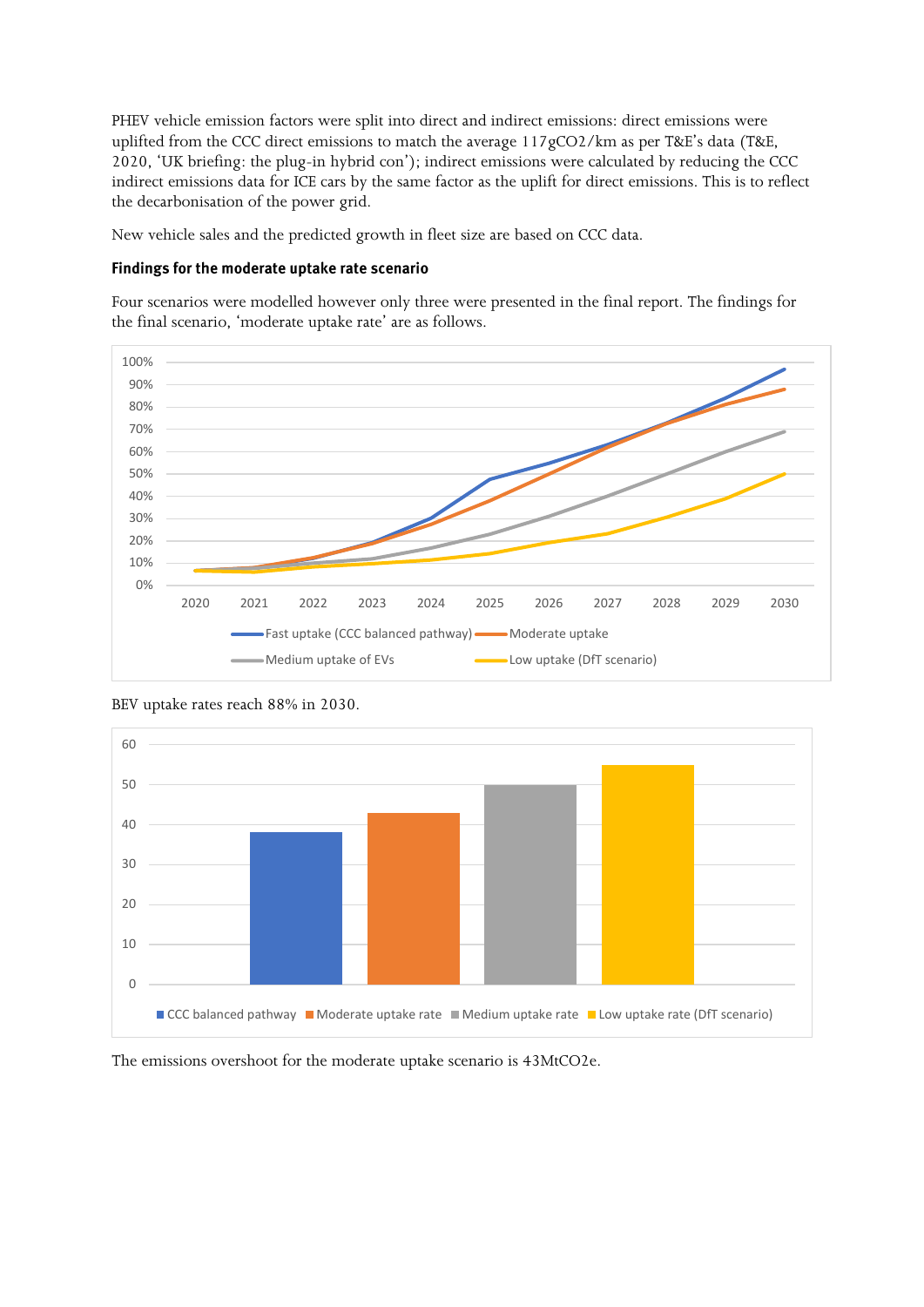PHEV vehicle emission factors were split into direct and indirect emissions: direct emissions were uplifted from the CCC direct emissions to match the average 117gCO2/km as per T&E's data (T&E, 2020, 'UK briefing: the plug-in hybrid con'); indirect emissions were calculated by reducing the CCC indirect emissions data for ICE cars by the same factor as the uplift for direct emissions. This is to reflect the decarbonisation of the power grid.

New vehicle sales and the predicted growth in fleet size are based on CCC data.

**Findings for the moderate uptake rate scenario**

Four scenarios were modelled however only three were presented in the final report. The findings for the final scenario, 'moderate uptake rate' are as follows.

BEV uptake rates reach 88% in 2030.

The emissions overshoot for the moderate uptake scenario is 43MtCO2e.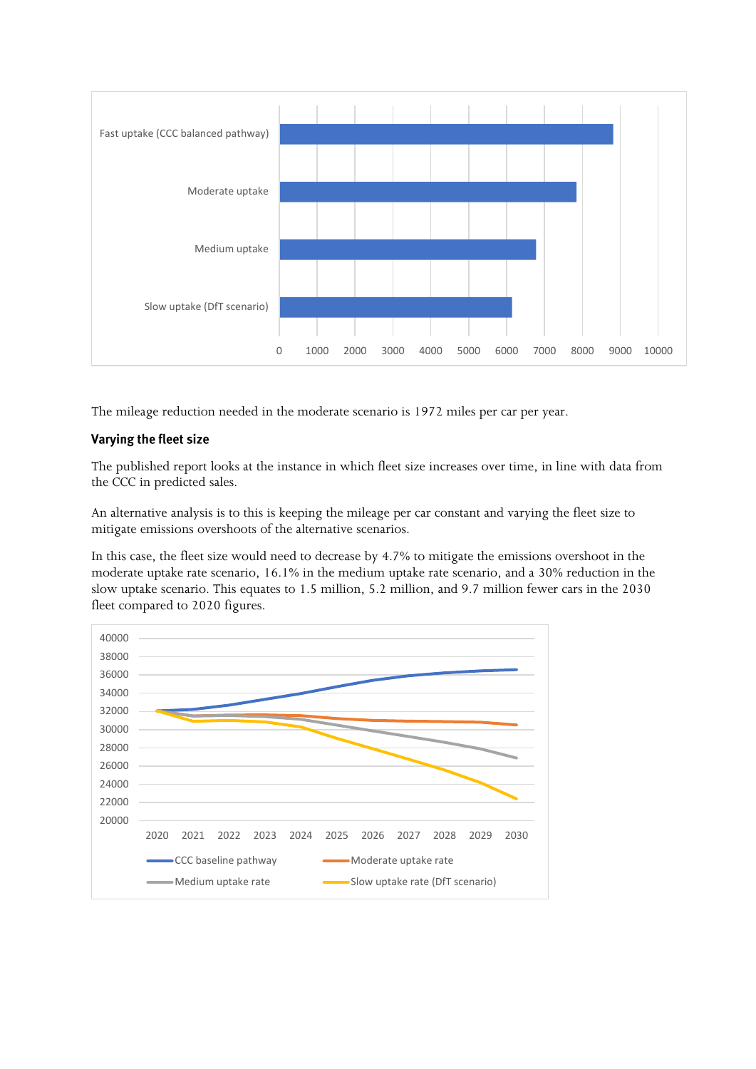The mileage reduction needed in the moderate scenario is 1972 miles per car per year.

### Varying the fleet size

The published report looks at the instance in which fleet size increases over time, in line with data from the CCC in predicted sales.

An alternative analysis is to this is keeping the mileage per car constant and varying the fleet size to mitigate emissions overshoots of the alternative scenarios.

In this case, the fleet size would need to decrease by 4.7% to mitigate the emissions overshoot in the moderate uptake rate scenario, 16.1% in the medium uptake rate scenario, and a 30% reduction in the slow uptake scenario. This equates to 1.5 million, 5.2 million, and 9.7 million fewer cars in the 2030 fleet compared to 2020 figures.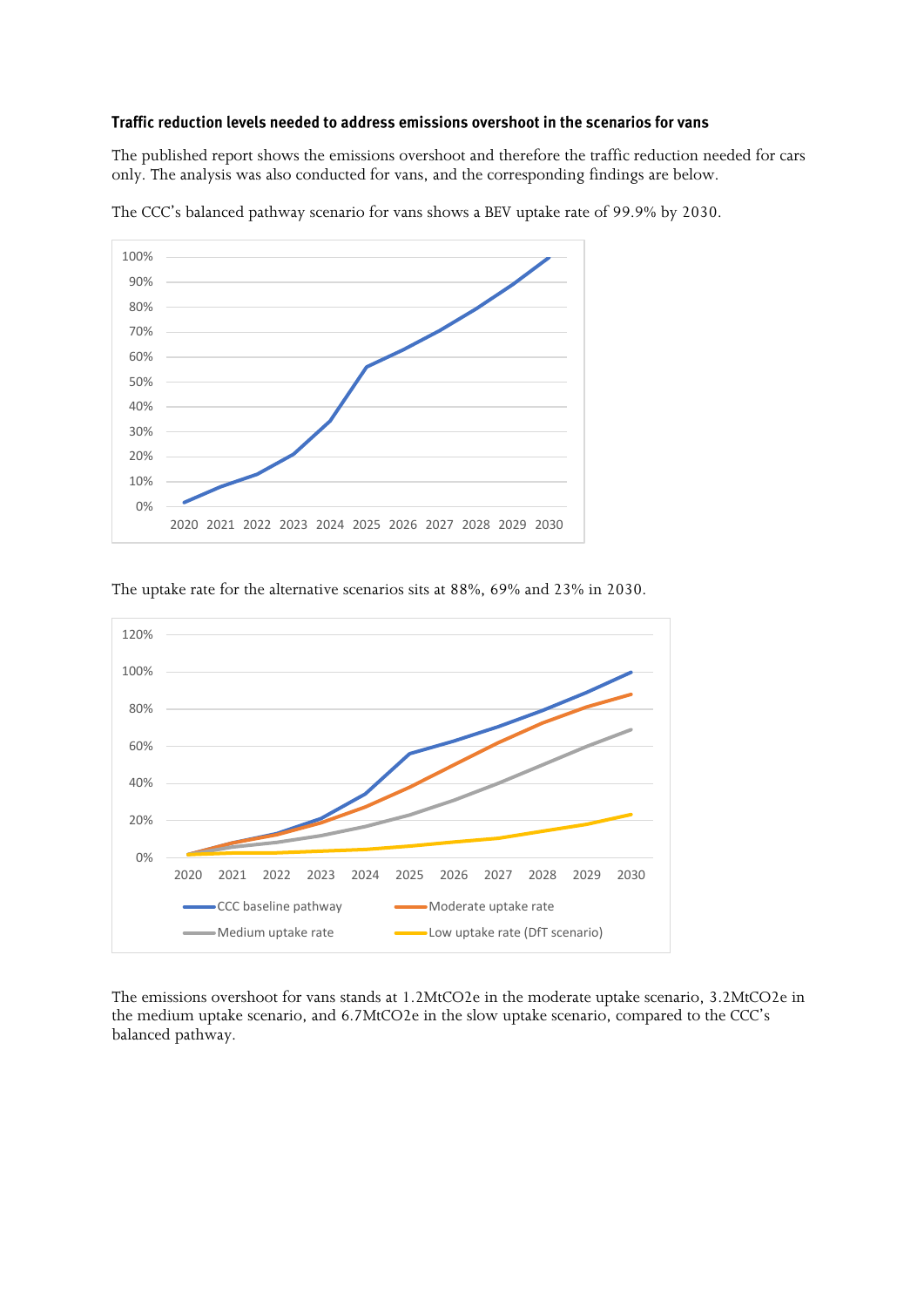**Traffic reduction levels needed to address emissions overshoot in the scenarios for vans**

The published report shows the emissions overshoot and therefore the traffic reduction needed for cars only. The analysis was also conducted for vans, and the corresponding findings are below.

The CCC's balanced pathway scenario for vans shows a BEV uptake rate of 99.9% by 2030.

The uptake rate for the alternative scenarios sits at 88%, 69% and 23% in 2030.

The emissions overshoot for vans stands at 1.2MtCO2e in the moderate uptake scenario, 3.2MtCO2e in the medium uptake scenario, and 6.7MtCO2e in the slow uptake scenario, compared to the CCC's balanced pathway.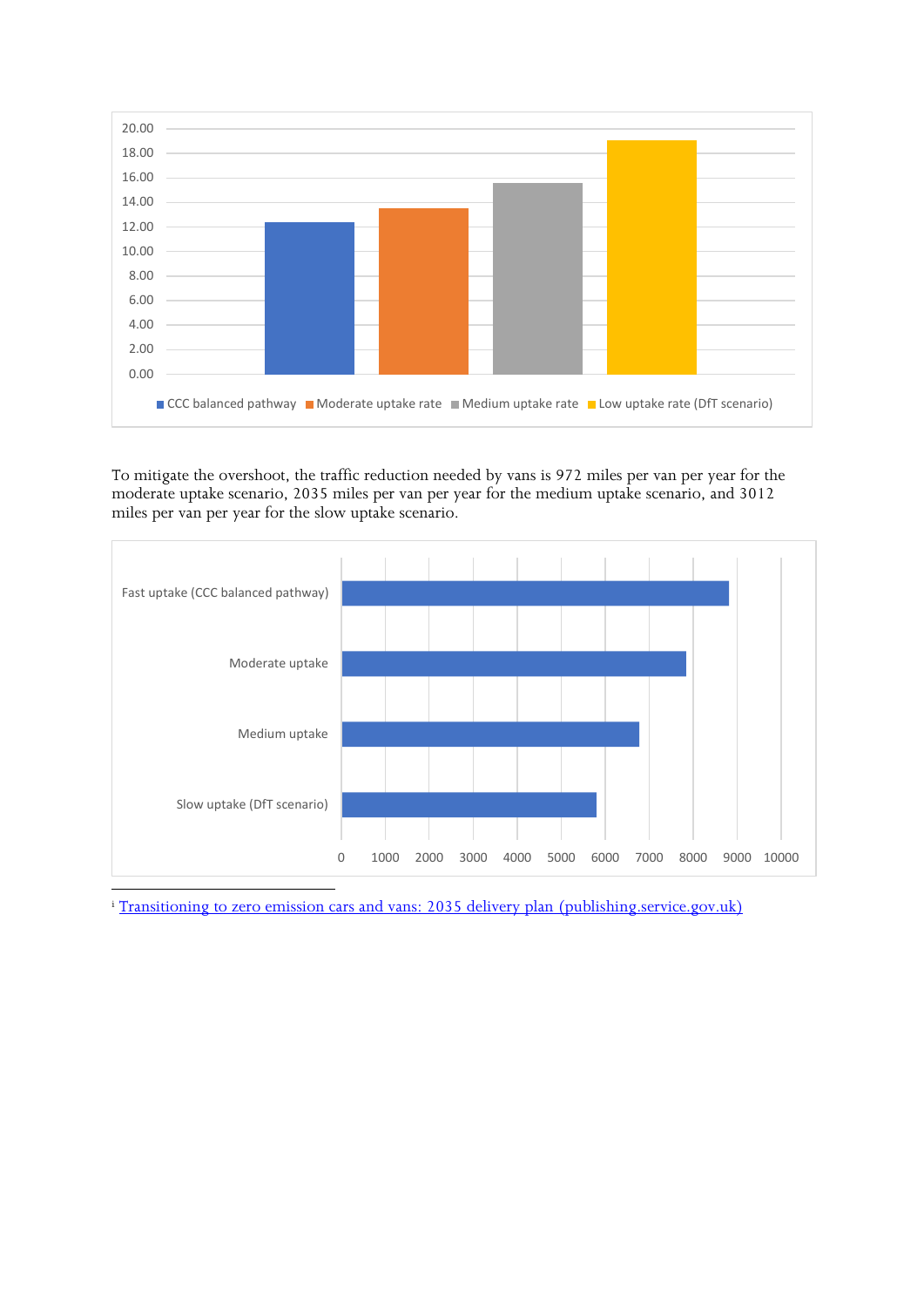20.00
18.00
16.00
14.00
12.00
10.00
8.00
6.00
4.00
2.00
0.00

CCC balanced pathway
Moderate uptake rate
Medium uptake rate
Low uptake rate (DfT scenario)

To mitigate the overshoot, the traffic reduction needed by vans is 972 miles per van per year for the moderate uptake scenario, 2035 miles per van per year for the medium uptake scenario, and 3012 miles per van per year for the slow uptake scenario.

Fast uptake (CCC balanced pathway)
Moderate uptake
Medium uptake
Slow uptake (DfT scenario)

0 1000 2000 3000 4000 5000 6000 7000 8000 9000 10000

[i] Transitioning to zero emission cars and vans: 2035 delivery plan (publishing.service.gov.uk)